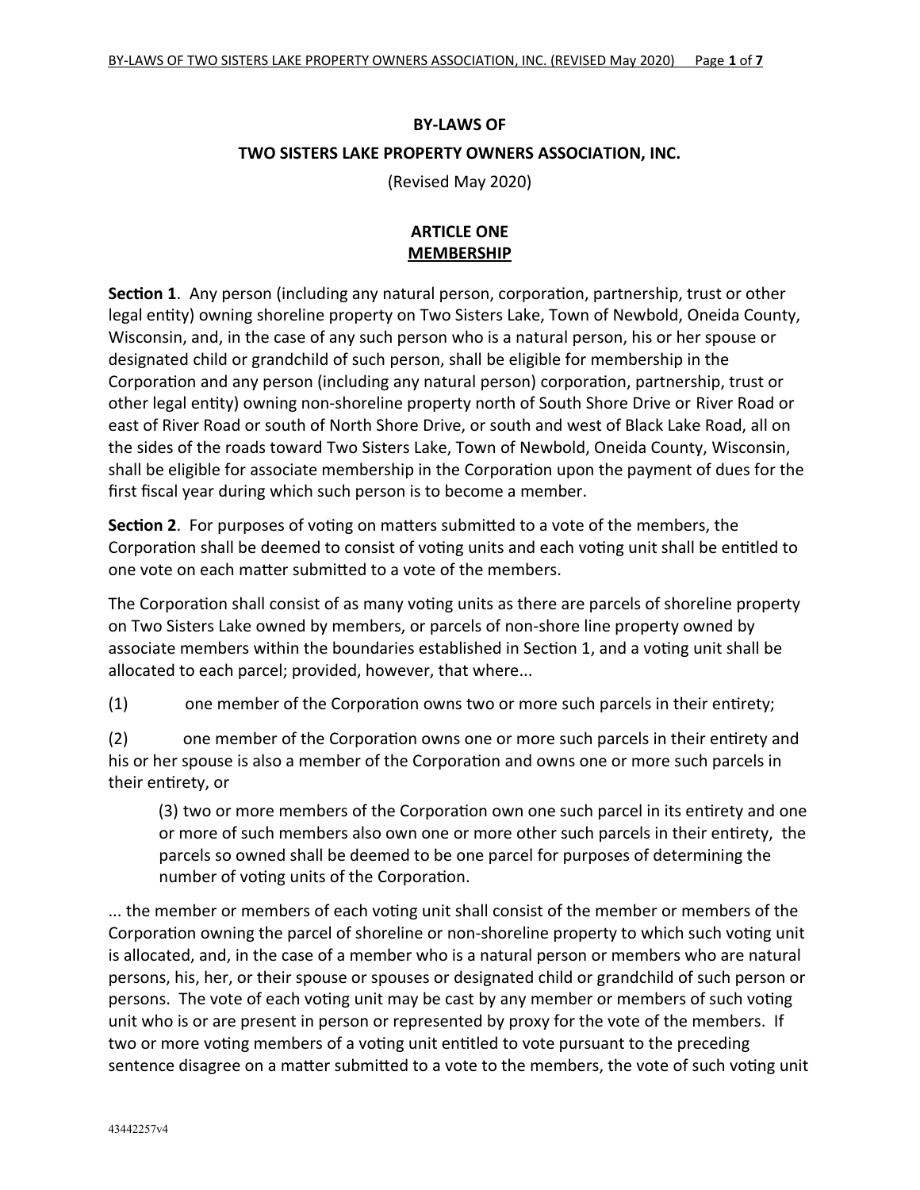**BY-LAWS OF**

**TWO SISTERS LAKE PROPERTY OWNERS ASSOCIATION, INC.**

(Revised May 2020)

## ARTICLE ONE
## MEMBERSHIP

**Section 1**. Any person (including any natural person, corporation, partnership, trust or other legal entity) owning shoreline property on Two Sisters Lake, Town of Newbold, Oneida County, Wisconsin, and, in the case of any such person who is a natural person, his or her spouse or designated child or grandchild of such person, shall be eligible for membership in the Corporation and any person (including any natural person) corporation, partnership, trust or other legal entity) owning non-shoreline property north of South Shore Drive or River Road or east of River Road or south of North Shore Drive, or south and west of Black Lake Road, all on the sides of the roads toward Two Sisters Lake, Town of Newbold, Oneida County, Wisconsin, shall be eligible for associate membership in the Corporation upon the payment of dues for the first fiscal year during which such person is to become a member.

**Section 2**. For purposes of voting on matters submitted to a vote of the members, the Corporation shall be deemed to consist of voting units and each voting unit shall be entitled to one vote on each matter submitted to a vote of the members.

The Corporation shall consist of as many voting units as there are parcels of shoreline property on Two Sisters Lake owned by members, or parcels of non-shore line property owned by associate members within the boundaries established in Section 1, and a voting unit shall be allocated to each parcel; provided, however, that where...

(1) one member of the Corporation owns two or more such parcels in their entirety;

(2) one member of the Corporation owns one or more such parcels in their entirety and his or her spouse is also a member of the Corporation and owns one or more such parcels in their entirety, or

(3) two or more members of the Corporation own one such parcel in its entirety and one or more of such members also own one or more other such parcels in their entirety, the parcels so owned shall be deemed to be one parcel for purposes of determining the number of voting units of the Corporation.

... the member or members of each voting unit shall consist of the member or members of the Corporation owning the parcel of shoreline or non-shoreline property to which such voting unit is allocated, and, in the case of a member who is a natural person or members who are natural persons, his, her, or their spouse or spouses or designated child or grandchild of such person or persons. The vote of each voting unit may be cast by any member or members of such voting unit who is or are present in person or represented by proxy for the vote of the members. If two or more voting members of a voting unit entitled to vote pursuant to the preceding sentence disagree on a matter submitted to a vote to the members, the vote of such voting unit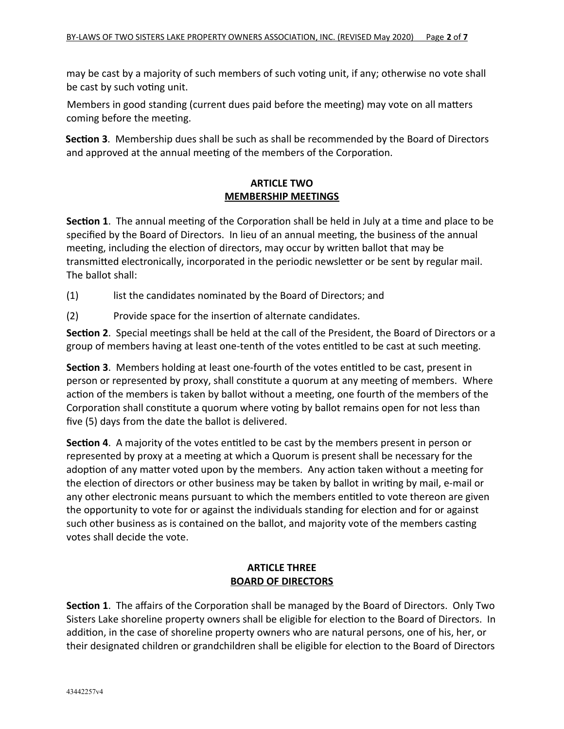may be cast by a majority of such members of such voting unit, if any; otherwise no vote shall be cast by such voting unit.

Members in good standing (current dues paid before the meeting) may vote on all matters coming before the meeting.

**Section 3**. Membership dues shall be such as shall be recommended by the Board of Directors and approved at the annual meeting of the members of the Corporation.

## ARTICLE TWO
## MEMBERSHIP MEETINGS

**Section 1**. The annual meeting of the Corporation shall be held in July at a time and place to be specified by the Board of Directors. In lieu of an annual meeting, the business of the annual meeting, including the election of directors, may occur by written ballot that may be transmitted electronically, incorporated in the periodic newsletter or be sent by regular mail. The ballot shall:

(1) list the candidates nominated by the Board of Directors; and

(2) Provide space for the insertion of alternate candidates.

**Section 2**. Special meetings shall be held at the call of the President, the Board of Directors or a group of members having at least one-tenth of the votes entitled to be cast at such meeting.

**Section 3**. Members holding at least one-fourth of the votes entitled to be cast, present in person or represented by proxy, shall constitute a quorum at any meeting of members. Where action of the members is taken by ballot without a meeting, one fourth of the members of the Corporation shall constitute a quorum where voting by ballot remains open for not less than five (5) days from the date the ballot is delivered.

**Section 4**. A majority of the votes entitled to be cast by the members present in person or represented by proxy at a meeting at which a Quorum is present shall be necessary for the adoption of any matter voted upon by the members. Any action taken without a meeting for the election of directors or other business may be taken by ballot in writing by mail, e-mail or any other electronic means pursuant to which the members entitled to vote thereon are given the opportunity to vote for or against the individuals standing for election and for or against such other business as is contained on the ballot, and majority vote of the members casting votes shall decide the vote.

## ARTICLE THREE
## BOARD OF DIRECTORS

**Section 1**. The affairs of the Corporation shall be managed by the Board of Directors. Only Two Sisters Lake shoreline property owners shall be eligible for election to the Board of Directors. In addition, in the case of shoreline property owners who are natural persons, one of his, her, or their designated children or grandchildren shall be eligible for election to the Board of Directors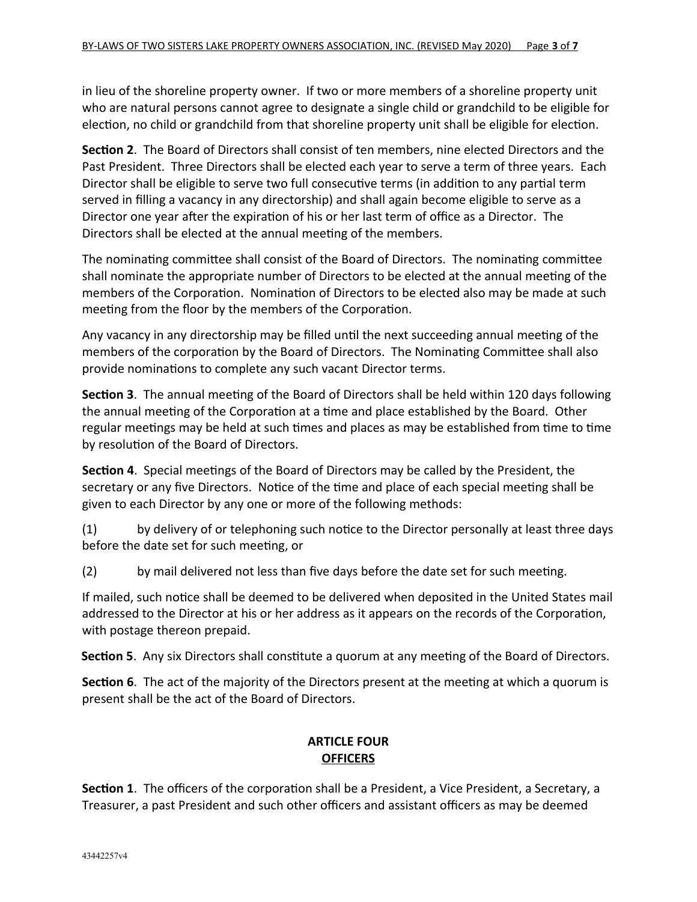in lieu of the shoreline property owner. If two or more members of a shoreline property unit who are natural persons cannot agree to designate a single child or grandchild to be eligible for election, no child or grandchild from that shoreline property unit shall be eligible for election.

**Section 2**. The Board of Directors shall consist of ten members, nine elected Directors and the Past President. Three Directors shall be elected each year to serve a term of three years. Each Director shall be eligible to serve two full consecutive terms (in addition to any partial term served in filling a vacancy in any directorship) and shall again become eligible to serve as a Director one year after the expiration of his or her last term of office as a Director. The Directors shall be elected at the annual meeting of the members.

The nominating committee shall consist of the Board of Directors. The nominating committee shall nominate the appropriate number of Directors to be elected at the annual meeting of the members of the Corporation. Nomination of Directors to be elected also may be made at such meeting from the floor by the members of the Corporation.

Any vacancy in any directorship may be filled until the next succeeding annual meeting of the members of the corporation by the Board of Directors. The Nominating Committee shall also provide nominations to complete any such vacant Director terms.

**Section 3**. The annual meeting of the Board of Directors shall be held within 120 days following the annual meeting of the Corporation at a time and place established by the Board. Other regular meetings may be held at such times and places as may be established from time to time by resolution of the Board of Directors.

**Section 4**. Special meetings of the Board of Directors may be called by the President, the secretary or any five Directors. Notice of the time and place of each special meeting shall be given to each Director by any one or more of the following methods:

(1) by delivery of or telephoning such notice to the Director personally at least three days before the date set for such meeting, or

(2) by mail delivered not less than five days before the date set for such meeting.

If mailed, such notice shall be deemed to be delivered when deposited in the United States mail addressed to the Director at his or her address as it appears on the records of the Corporation, with postage thereon prepaid.

**Section 5**. Any six Directors shall constitute a quorum at any meeting of the Board of Directors.

**Section 6**. The act of the majority of the Directors present at the meeting at which a quorum is present shall be the act of the Board of Directors.

## ARTICLE FOUR
## OFFICERS

**Section 1**. The officers of the corporation shall be a President, a Vice President, a Secretary, a Treasurer, a past President and such other officers and assistant officers as may be deemed

43442257v4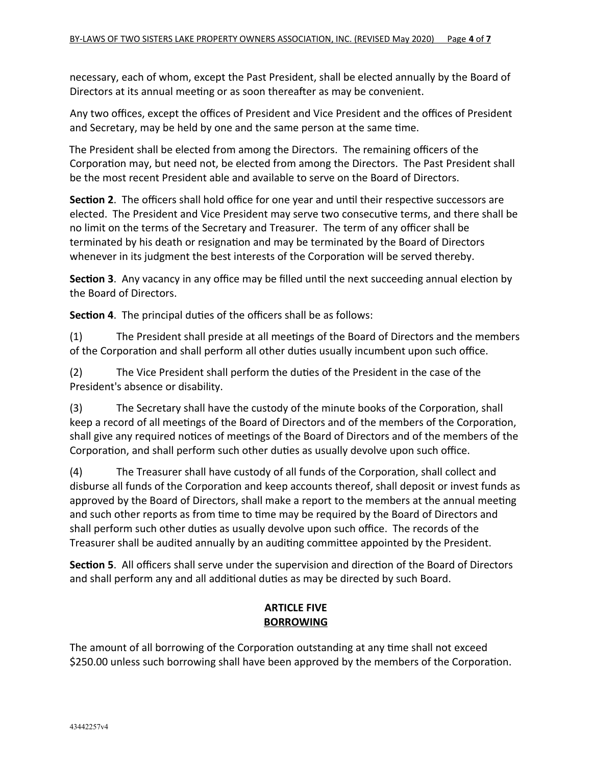necessary, each of whom, except the Past President, shall be elected annually by the Board of Directors at its annual meeting or as soon thereafter as may be convenient.

Any two offices, except the offices of President and Vice President and the offices of President and Secretary, may be held by one and the same person at the same time.

The President shall be elected from among the Directors. The remaining officers of the Corporation may, but need not, be elected from among the Directors. The Past President shall be the most recent President able and available to serve on the Board of Directors.

**Section 2**. The officers shall hold office for one year and until their respective successors are elected. The President and Vice President may serve two consecutive terms, and there shall be no limit on the terms of the Secretary and Treasurer. The term of any officer shall be terminated by his death or resignation and may be terminated by the Board of Directors whenever in its judgment the best interests of the Corporation will be served thereby.

**Section 3**. Any vacancy in any office may be filled until the next succeeding annual election by the Board of Directors.

**Section 4**. The principal duties of the officers shall be as follows:

(1) The President shall preside at all meetings of the Board of Directors and the members of the Corporation and shall perform all other duties usually incumbent upon such office.

(2) The Vice President shall perform the duties of the President in the case of the President's absence or disability.

(3) The Secretary shall have the custody of the minute books of the Corporation, shall keep a record of all meetings of the Board of Directors and of the members of the Corporation, shall give any required notices of meetings of the Board of Directors and of the members of the Corporation, and shall perform such other duties as usually devolve upon such office.

(4) The Treasurer shall have custody of all funds of the Corporation, shall collect and disburse all funds of the Corporation and keep accounts thereof, shall deposit or invest funds as approved by the Board of Directors, shall make a report to the members at the annual meeting and such other reports as from time to time may be required by the Board of Directors and shall perform such other duties as usually devolve upon such office. The records of the Treasurer shall be audited annually by an auditing committee appointed by the President.

**Section 5**. All officers shall serve under the supervision and direction of the Board of Directors and shall perform any and all additional duties as may be directed by such Board.

## ARTICLE FIVE
## BORROWING

The amount of all borrowing of the Corporation outstanding at any time shall not exceed $250.00 unless such borrowing shall have been approved by the members of the Corporation.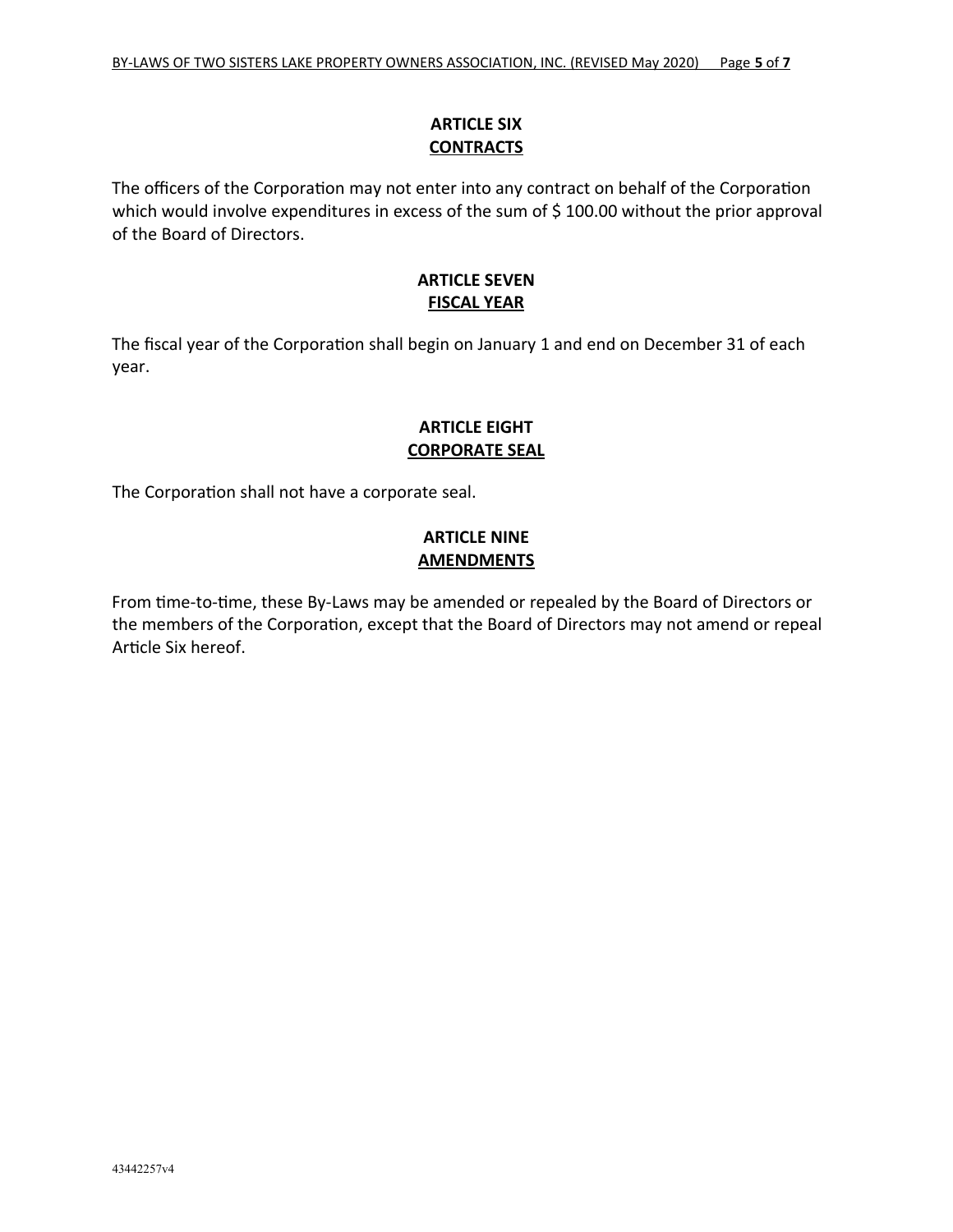## ARTICLE SIX
## CONTRACTS

The officers of the Corporation may not enter into any contract on behalf of the Corporation which would involve expenditures in excess of the sum of $ 100.00 without the prior approval of the Board of Directors.

## ARTICLE SEVEN
## FISCAL YEAR

The fiscal year of the Corporation shall begin on January 1 and end on December 31 of each year.

## ARTICLE EIGHT
## CORPORATE SEAL

The Corporation shall not have a corporate seal.

## ARTICLE NINE
## AMENDMENTS

From time-to-time, these By-Laws may be amended or repealed by the Board of Directors or the members of the Corporation, except that the Board of Directors may not amend or repeal Article Six hereof.

43442257v4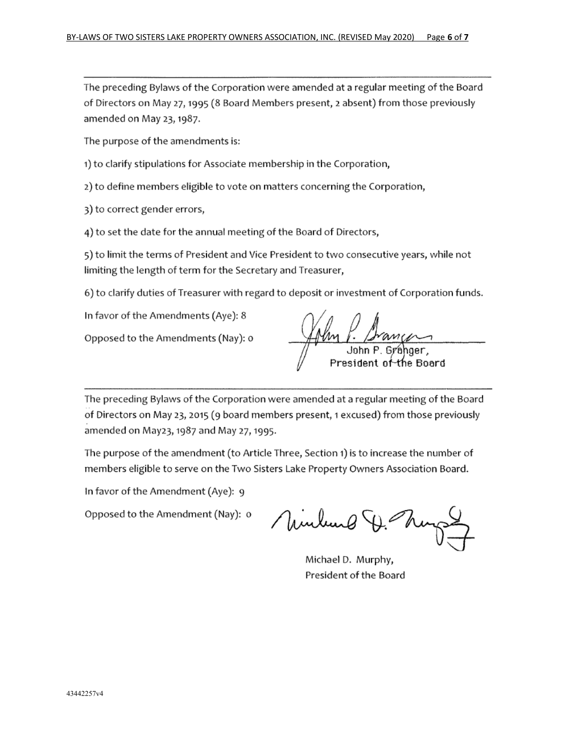---

The preceding Bylaws of the Corporation were amended at a regular meeting of the Board of Directors on May 27, 1995 (8 Board Members present, 2 absent) from those previously amended on May 23, 1987.

The purpose of the amendments is:

1) to clarify stipulations for Associate membership in the Corporation,

2) to define members eligible to vote on matters concerning the Corporation,

3) to correct gender errors,

4) to set the date for the annual meeting of the Board of Directors,

5) to limit the terms of President and Vice President to two consecutive years, while not limiting the length of term for the Secretary and Treasurer,

6) to clarify duties of Treasurer with regard to deposit or investment of Corporation funds.

In favor of the Amendments (Aye): 8

Opposed to the Amendments (Nay): 0

John P. Granger,
President of the Board

---

The preceding Bylaws of the Corporation were amended at a regular meeting of the Board of Directors on May 23, 2015 (9 board members present, 1 excused) from those previously amended on May23, 1987 and May 27, 1995.

The purpose of the amendment (to Article Three, Section 1) is to increase the number of members eligible to serve on the Two Sisters Lake Property Owners Association Board.

In favor of the Amendment (Aye): 9

Opposed to the Amendment (Nay): 0

Michael D. Murphy,
President of the Board

43442257v4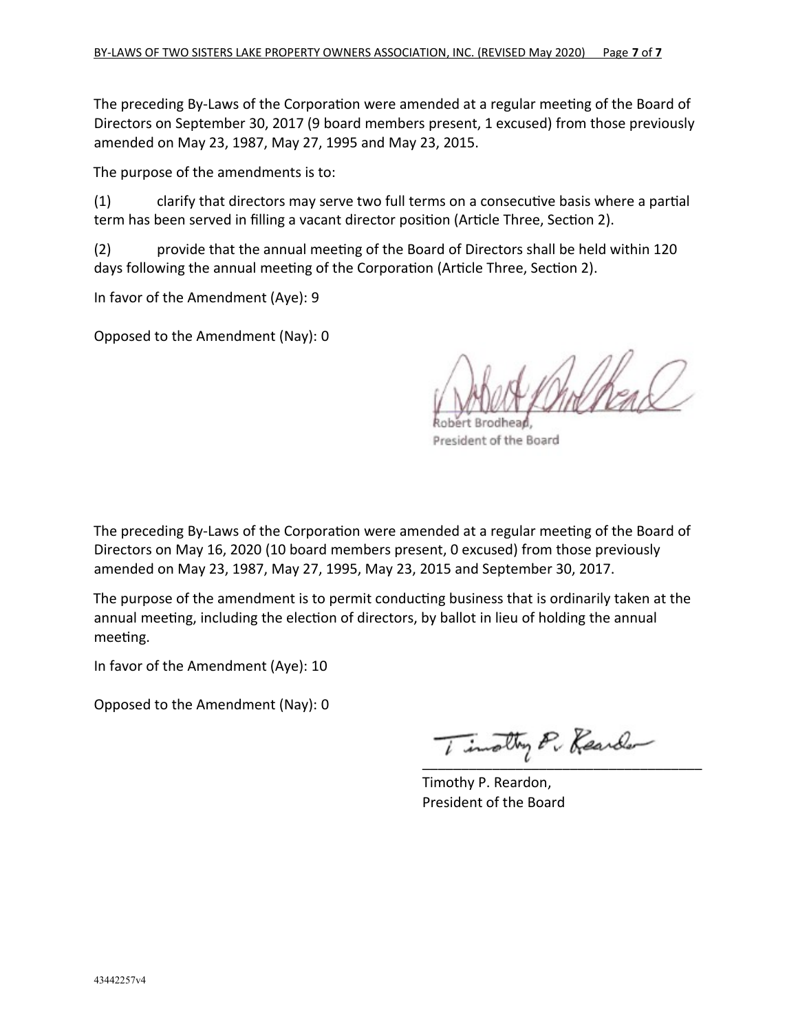The preceding By-Laws of the Corporation were amended at a regular meeting of the Board of Directors on September 30, 2017 (9 board members present, 1 excused) from those previously amended on May 23, 1987, May 27, 1995 and May 23, 2015.

The purpose of the amendments is to:

(1) clarify that directors may serve two full terms on a consecutive basis where a partial term has been served in filling a vacant director position (Article Three, Section 2).

(2) provide that the annual meeting of the Board of Directors shall be held within 120 days following the annual meeting of the Corporation (Article Three, Section 2).

In favor of the Amendment (Aye): 9

Opposed to the Amendment (Nay): 0

Robert Brodhead,
President of the Board

The preceding By-Laws of the Corporation were amended at a regular meeting of the Board of Directors on May 16, 2020 (10 board members present, 0 excused) from those previously amended on May 23, 1987, May 27, 1995, May 23, 2015 and September 30, 2017.

The purpose of the amendment is to permit conducting business that is ordinarily taken at the annual meeting, including the election of directors, by ballot in lieu of holding the annual meeting.

In favor of the Amendment (Aye): 10

Opposed to the Amendment (Nay): 0

Timothy P. Reardon,
President of the Board

43442257v4